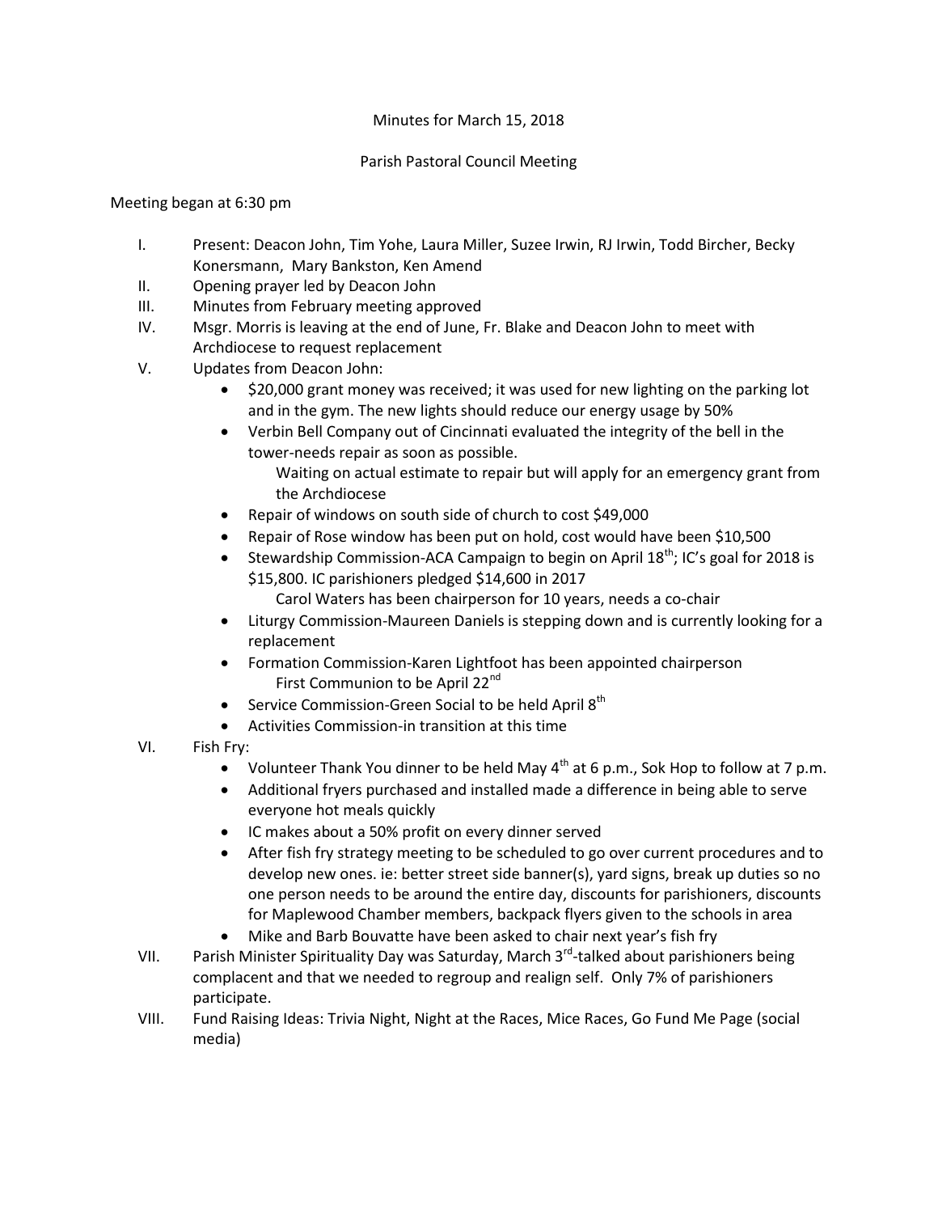Minutes for March 15, 2018

Parish Pastoral Council Meeting

Meeting began at 6:30 pm

I. Present: Deacon John, Tim Yohe, Laura Miller, Suzee Irwin, RJ Irwin, Todd Bircher, Becky Konersmann, Mary Bankston, Ken Amend

II. Opening prayer led by Deacon John

III. Minutes from February meeting approved

IV. Msgr. Morris is leaving at the end of June, Fr. Blake and Deacon John to meet with Archdiocese to request replacement

V. Updates from Deacon John:
- $20,000 grant money was received; it was used for new lighting on the parking lot and in the gym. The new lights should reduce our energy usage by 50%
- Verbin Bell Company out of Cincinnati evaluated the integrity of the bell in the tower-needs repair as soon as possible.
  - Waiting on actual estimate to repair but will apply for an emergency grant from the Archdiocese
- Repair of windows on south side of church to cost $49,000
- Repair of Rose window has been put on hold, cost would have been $10,500
- Stewardship Commission-ACA Campaign to begin on April 18th; IC's goal for 2018 is $15,800. IC parishioners pledged $14,600 in 2017
  - Carol Waters has been chairperson for 10 years, needs a co-chair
- Liturgy Commission-Maureen Daniels is stepping down and is currently looking for a replacement
- Formation Commission-Karen Lightfoot has been appointed chairperson
  - First Communion to be April 22nd
- Service Commission-Green Social to be held April 8th
- Activities Commission-in transition at this time

VI. Fish Fry:
- Volunteer Thank You dinner to be held May 4th at 6 p.m., Sok Hop to follow at 7 p.m.
- Additional fryers purchased and installed made a difference in being able to serve everyone hot meals quickly
- IC makes about a 50% profit on every dinner served
- After fish fry strategy meeting to be scheduled to go over current procedures and to develop new ones. ie: better street side banner(s), yard signs, break up duties so no one person needs to be around the entire day, discounts for parishioners, discounts for Maplewood Chamber members, backpack flyers given to the schools in area
- Mike and Barb Bouvatte have been asked to chair next year's fish fry

VII. Parish Minister Spirituality Day was Saturday, March 3rd-talked about parishioners being complacent and that we needed to regroup and realign self. Only 7% of parishioners participate.

VIII. Fund Raising Ideas: Trivia Night, Night at the Races, Mice Races, Go Fund Me Page (social media)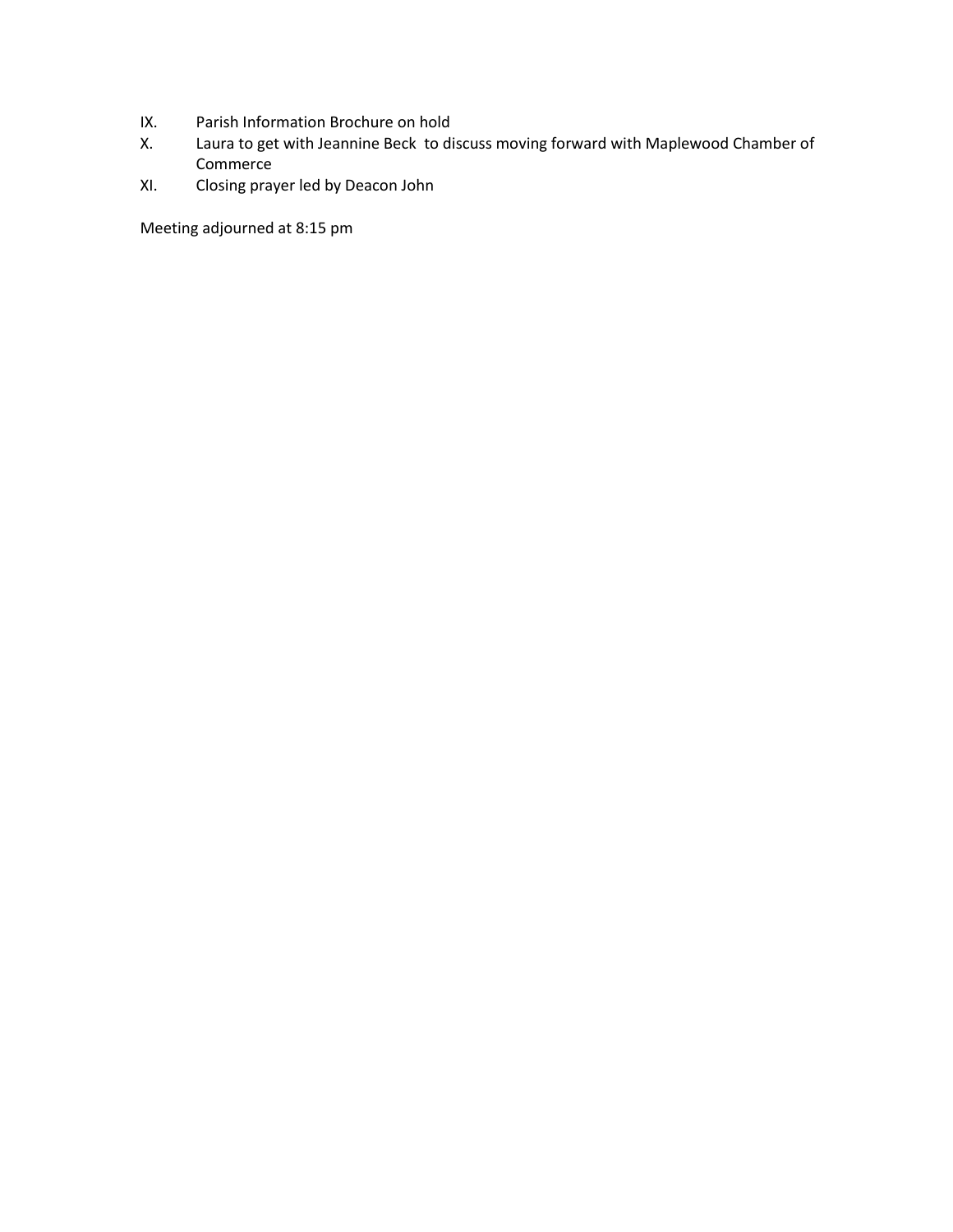IX. Parish Information Brochure on hold
X. Laura to get with Jeannine Beck to discuss moving forward with Maplewood Chamber of Commerce
XI. Closing prayer led by Deacon John

Meeting adjourned at 8:15 pm